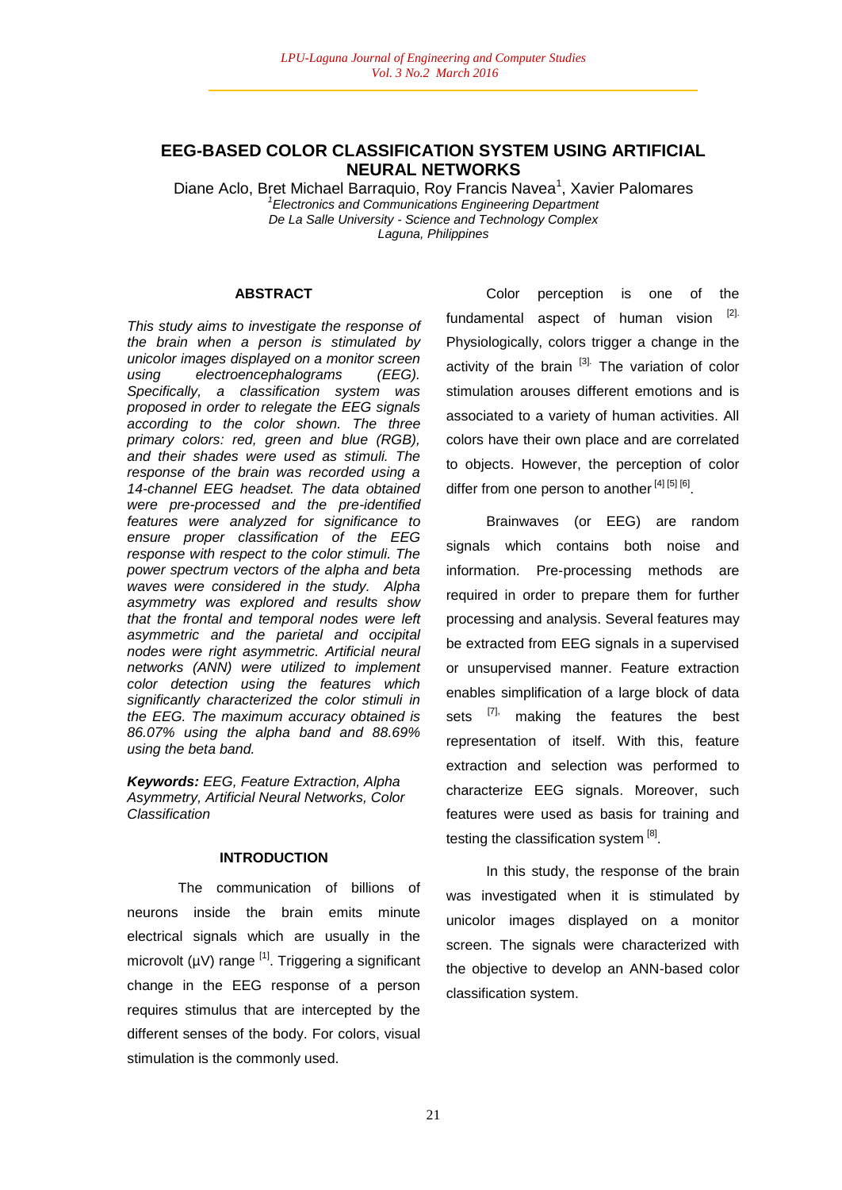# EEG-BASED COLOR CLASSIFICATION SYSTEM USING ARTIFICIAL NEURAL NETWORKS

Diane Aclo, Bret Michael Barraquio, Roy Francis Navea[1], Xavier Palomares

[1]*Electronics and Communications Engineering Department*
*De La Salle University - Science and Technology Complex*
*Laguna, Philippines*

## ABSTRACT

*This study aims to investigate the response of the brain when a person is stimulated by unicolor images displayed on a monitor screen using electroencephalograms (EEG). Specifically, a classification system was proposed in order to relegate the EEG signals according to the color shown. The three primary colors: red, green and blue (RGB), and their shades were used as stimuli. The response of the brain was recorded using a 14-channel EEG headset. The data obtained were pre-processed and the pre-identified features were analyzed for significance to ensure proper classification of the EEG response with respect to the color stimuli. The power spectrum vectors of the alpha and beta waves were considered in the study. Alpha asymmetry was explored and results show that the frontal and temporal nodes were left asymmetric and the parietal and occipital nodes were right asymmetric. Artificial neural networks (ANN) were utilized to implement color detection using the features which significantly characterized the color stimuli in the EEG. The maximum accuracy obtained is 86.07% using the alpha band and 88.69% using the beta band.*

***Keywords:*** *EEG, Feature Extraction, Alpha Asymmetry, Artificial Neural Networks, Color Classification*

## INTRODUCTION

The communication of billions of neurons inside the brain emits minute electrical signals which are usually in the microvolt (µV) range [1]. Triggering a significant change in the EEG response of a person requires stimulus that are intercepted by the different senses of the body. For colors, visual stimulation is the commonly used.

Color perception is one of the fundamental aspect of human vision [2]. Physiologically, colors trigger a change in the activity of the brain [3]. The variation of color stimulation arouses different emotions and is associated to a variety of human activities. All colors have their own place and are correlated to objects. However, the perception of color differ from one person to another [4] [5] [6].

Brainwaves (or EEG) are random signals which contains both noise and information. Pre-processing methods are required in order to prepare them for further processing and analysis. Several features may be extracted from EEG signals in a supervised or unsupervised manner. Feature extraction enables simplification of a large block of data sets [7], making the features the best representation of itself. With this, feature extraction and selection was performed to characterize EEG signals. Moreover, such features were used as basis for training and testing the classification system [8].

In this study, the response of the brain was investigated when it is stimulated by unicolor images displayed on a monitor screen. The signals were characterized with the objective to develop an ANN-based color classification system.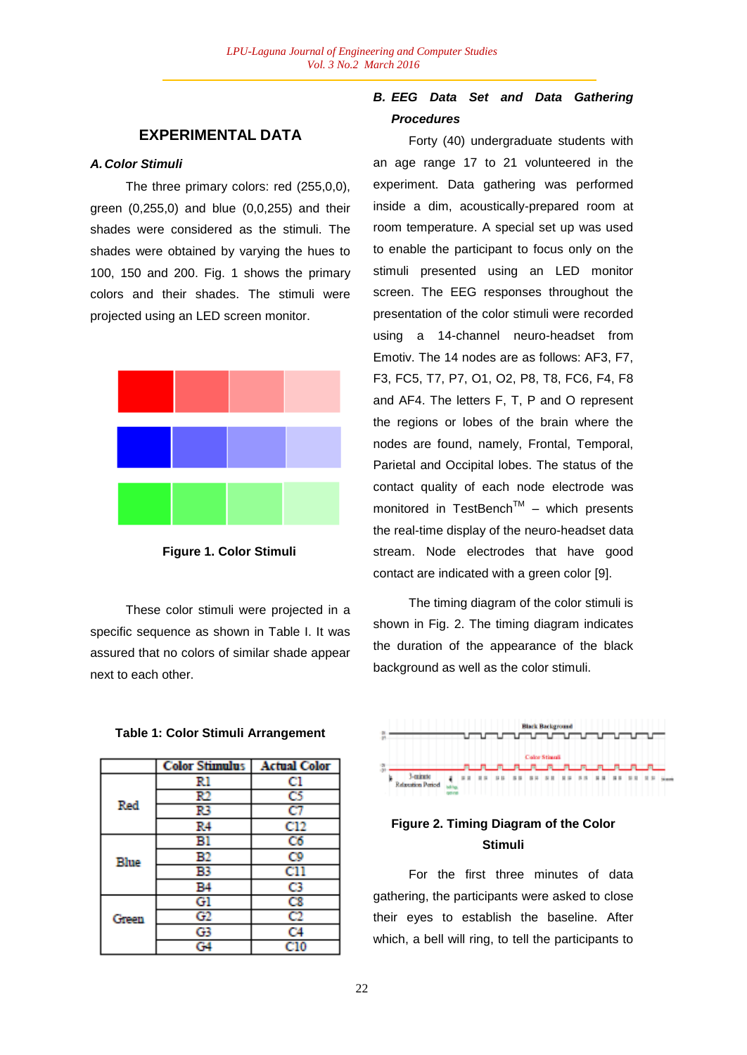## EXPERIMENTAL DATA

### *A. Color Stimuli*

The three primary colors: red (255,0,0), green (0,255,0) and blue (0,0,255) and their shades were considered as the stimuli. The shades were obtained by varying the hues to 100, 150 and 200. Fig. 1 shows the primary colors and their shades. The stimuli were projected using an LED screen monitor.

**Figure 1. Color Stimuli**

These color stimuli were projected in a specific sequence as shown in Table I. It was assured that no colors of similar shade appear next to each other.

**Table 1: Color Stimuli Arrangement**

| | Color Stimulus | Actual Color |
|---|---|---|
| Red | R1 | C1 |
| | R2 | C5 |
| | R3 | C7 |
| | R4 | C12 |
| Blue | B1 | C6 |
| | B2 | C9 |
| | B3 | C11 |
| | B4 | C3 |
| Green | G1 | C8 |
| | G2 | C2 |
| | G3 | C4 |
| | G4 | C10 |

### *B. EEG Data Set and Data Gathering Procedures*

Forty (40) undergraduate students with an age range 17 to 21 volunteered in the experiment. Data gathering was performed inside a dim, acoustically-prepared room at room temperature. A special set up was used to enable the participant to focus only on the stimuli presented using an LED monitor screen. The EEG responses throughout the presentation of the color stimuli were recorded using a 14-channel neuro-headset from Emotiv. The 14 nodes are as follows: AF3, F7, F3, FC5, T7, P7, O1, O2, P8, T8, FC6, F4, F8 and AF4. The letters F, T, P and O represent the regions or lobes of the brain where the nodes are found, namely, Frontal, Temporal, Parietal and Occipital lobes. The status of the contact quality of each node electrode was monitored in TestBench™ – which presents the real-time display of the neuro-headset data stream. Node electrodes that have good contact are indicated with a green color [9].

The timing diagram of the color stimuli is shown in Fig. 2. The timing diagram indicates the duration of the appearance of the black background as well as the color stimuli.

**Figure 2. Timing Diagram of the Color Stimuli**

For the first three minutes of data gathering, the participants were asked to close their eyes to establish the baseline. After which, a bell will ring, to tell the participants to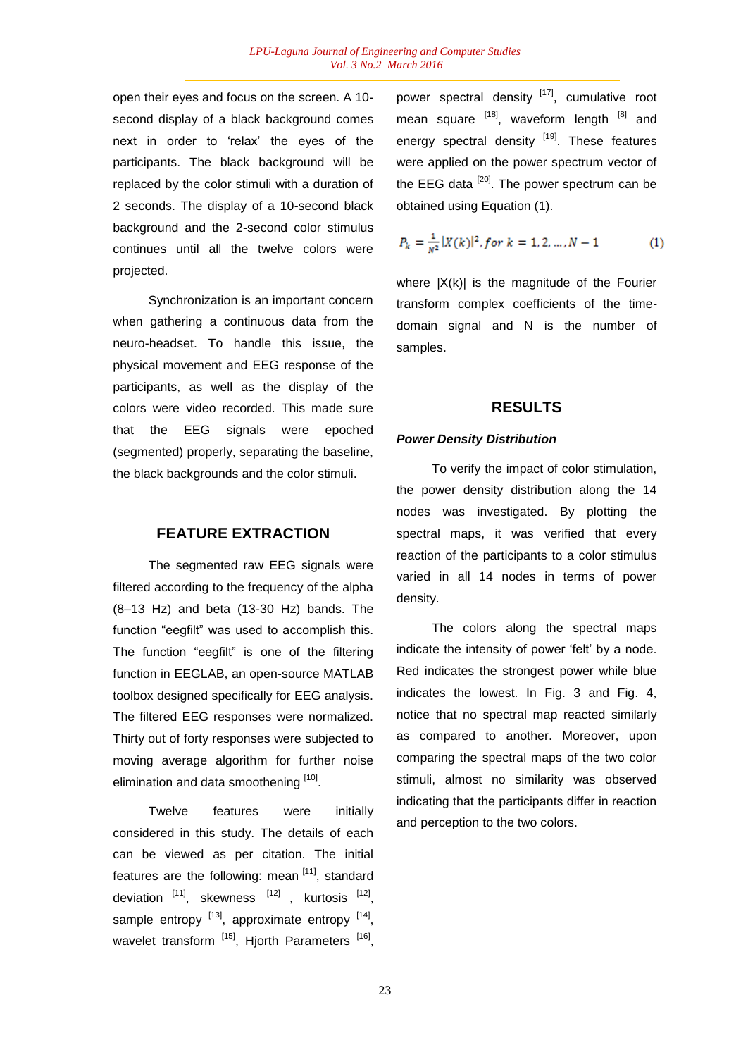open their eyes and focus on the screen. A 10-second display of a black background comes next in order to 'relax' the eyes of the participants. The black background will be replaced by the color stimuli with a duration of 2 seconds. The display of a 10-second black background and the 2-second color stimulus continues until all the twelve colors were projected.

Synchronization is an important concern when gathering a continuous data from the neuro-headset. To handle this issue, the physical movement and EEG response of the participants, as well as the display of the colors were video recorded. This made sure that the EEG signals were epoched (segmented) properly, separating the baseline, the black backgrounds and the color stimuli.

## FEATURE EXTRACTION

The segmented raw EEG signals were filtered according to the frequency of the alpha (8–13 Hz) and beta (13-30 Hz) bands. The function "eegfilt" was used to accomplish this. The function "eegfilt" is one of the filtering function in EEGLAB, an open-source MATLAB toolbox designed specifically for EEG analysis. The filtered EEG responses were normalized. Thirty out of forty responses were subjected to moving average algorithm for further noise elimination and data smoothening [10].

Twelve features were initially considered in this study. The details of each can be viewed as per citation. The initial features are the following: mean [11], standard deviation [11], skewness [12], kurtosis [12], sample entropy [13], approximate entropy [14], wavelet transform [15], Hjorth Parameters [16], power spectral density [17], cumulative root mean square [18], waveform length [8] and energy spectral density [19]. These features were applied on the power spectrum vector of the EEG data [20]. The power spectrum can be obtained using Equation (1).

$$P_k = \frac{1}{N^2}|X(k)|^2, for\ k = 1, 2, \ldots, N-1 \qquad (1)$$

where |X(k)| is the magnitude of the Fourier transform complex coefficients of the time-domain signal and N is the number of samples.

## RESULTS

### *Power Density Distribution*

To verify the impact of color stimulation, the power density distribution along the 14 nodes was investigated. By plotting the spectral maps, it was verified that every reaction of the participants to a color stimulus varied in all 14 nodes in terms of power density.

The colors along the spectral maps indicate the intensity of power 'felt' by a node. Red indicates the strongest power while blue indicates the lowest. In Fig. 3 and Fig. 4, notice that no spectral map reacted similarly as compared to another. Moreover, upon comparing the spectral maps of the two color stimuli, almost no similarity was observed indicating that the participants differ in reaction and perception to the two colors.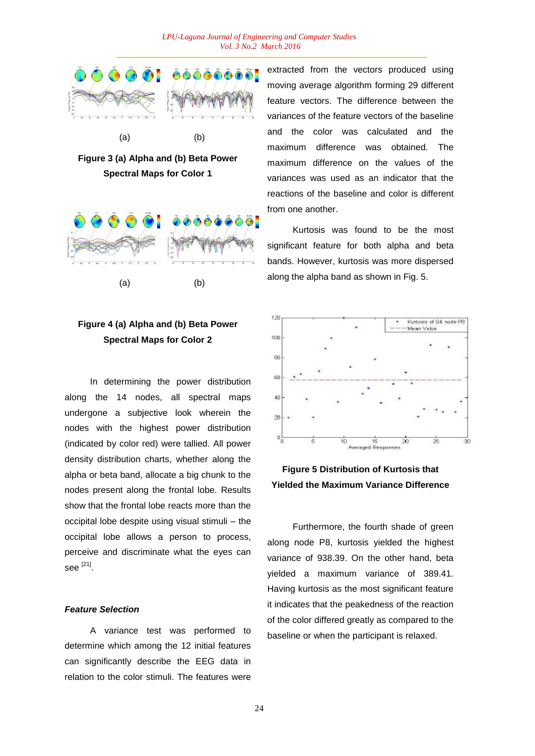(a) (b)

**Figure 3 (a) Alpha and (b) Beta Power Spectral Maps for Color 1**

(a) (b)

**Figure 4 (a) Alpha and (b) Beta Power Spectral Maps for Color 2**

In determining the power distribution along the 14 nodes, all spectral maps undergone a subjective look wherein the nodes with the highest power distribution (indicated by color red) were tallied. All power density distribution charts, whether along the alpha or beta band, allocate a big chunk to the nodes present along the frontal lobe. Results show that the frontal lobe reacts more than the occipital lobe despite using visual stimuli – the occipital lobe allows a person to process, perceive and discriminate what the eyes can see [21].

***Feature Selection***

A variance test was performed to determine which among the 12 initial features can significantly describe the EEG data in relation to the color stimuli. The features were extracted from the vectors produced using moving average algorithm forming 29 different feature vectors. The difference between the variances of the feature vectors of the baseline and the color was calculated and the maximum difference was obtained. The maximum difference on the values of the variances was used as an indicator that the reactions of the baseline and color is different from one another.

Kurtosis was found to be the most significant feature for both alpha and beta bands. However, kurtosis was more dispersed along the alpha band as shown in Fig. 5.

**Figure 5 Distribution of Kurtosis that Yielded the Maximum Variance Difference**

Furthermore, the fourth shade of green along node P8, kurtosis yielded the highest variance of 938.39. On the other hand, beta yielded a maximum variance of 389.41. Having kurtosis as the most significant feature it indicates that the peakedness of the reaction of the color differed greatly as compared to the baseline or when the participant is relaxed.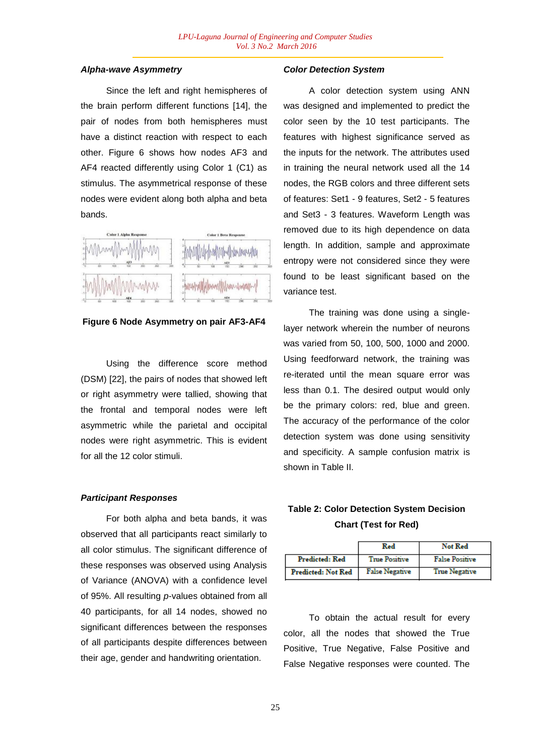### *Alpha-wave Asymmetry*

Since the left and right hemispheres of the brain perform different functions [14], the pair of nodes from both hemispheres must have a distinct reaction with respect to each other. Figure 6 shows how nodes AF3 and AF4 reacted differently using Color 1 (C1) as stimulus. The asymmetrical response of these nodes were evident along both alpha and beta bands.

**Figure 6 Node Asymmetry on pair AF3-AF4**

Using the difference score method (DSM) [22], the pairs of nodes that showed left or right asymmetry were tallied, showing that the frontal and temporal nodes were left asymmetric while the parietal and occipital nodes were right asymmetric. This is evident for all the 12 color stimuli.

### *Participant Responses*

For both alpha and beta bands, it was observed that all participants react similarly to all color stimulus. The significant difference of these responses was observed using Analysis of Variance (ANOVA) with a confidence level of 95%. All resulting *p*-values obtained from all 40 participants, for all 14 nodes, showed no significant differences between the responses of all participants despite differences between their age, gender and handwriting orientation.

### *Color Detection System*

A color detection system using ANN was designed and implemented to predict the color seen by the 10 test participants. The features with highest significance served as the inputs for the network. The attributes used in training the neural network used all the 14 nodes, the RGB colors and three different sets of features: Set1 - 9 features, Set2 - 5 features and Set3 - 3 features. Waveform Length was removed due to its high dependence on data length. In addition, sample and approximate entropy were not considered since they were found to be least significant based on the variance test.

The training was done using a single-layer network wherein the number of neurons was varied from 50, 100, 500, 1000 and 2000. Using feedforward network, the training was re-iterated until the mean square error was less than 0.1. The desired output would only be the primary colors: red, blue and green. The accuracy of the performance of the color detection system was done using sensitivity and specificity. A sample confusion matrix is shown in Table II.

**Table 2: Color Detection System Decision Chart (Test for Red)**

| | Red | Not Red |
|---|---|---|
| Predicted: Red | True Positive | False Positive |
| Predicted: Not Red | False Negative | True Negative |

To obtain the actual result for every color, all the nodes that showed the True Positive, True Negative, False Positive and False Negative responses were counted. The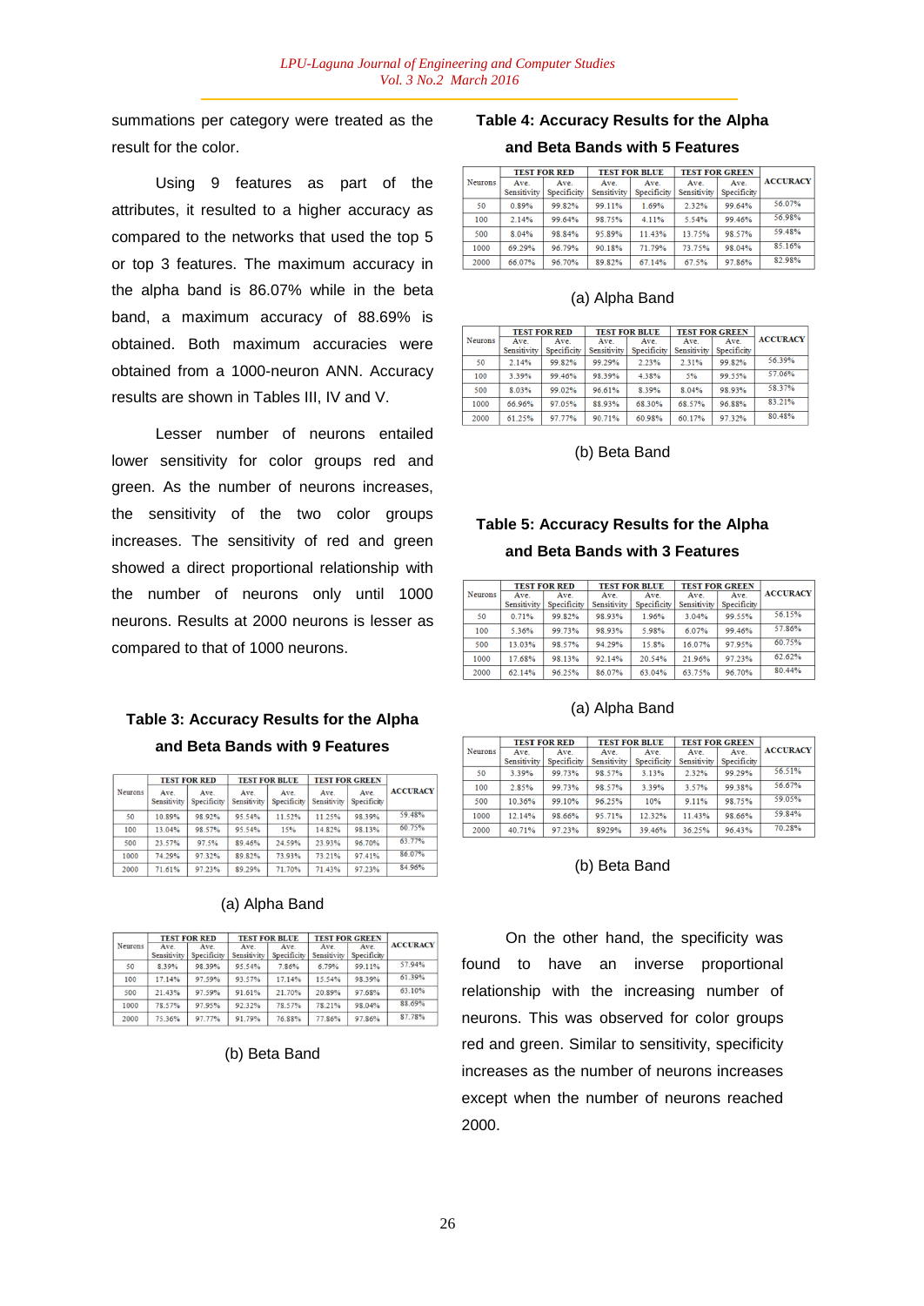summations per category were treated as the result for the color.

Using 9 features as part of the attributes, it resulted to a higher accuracy as compared to the networks that used the top 5 or top 3 features. The maximum accuracy in the alpha band is 86.07% while in the beta band, a maximum accuracy of 88.69% is obtained. Both maximum accuracies were obtained from a 1000-neuron ANN. Accuracy results are shown in Tables III, IV and V.

Lesser number of neurons entailed lower sensitivity for color groups red and green. As the number of neurons increases, the sensitivity of the two color groups increases. The sensitivity of red and green showed a direct proportional relationship with the number of neurons only until 1000 neurons. Results at 2000 neurons is lesser as compared to that of 1000 neurons.

**Table 3: Accuracy Results for the Alpha and Beta Bands with 9 Features**

| Neurons | TEST FOR RED | | TEST FOR BLUE | | TEST FOR GREEN | | ACCURACY |
|---|---|---|---|---|---|---|---|
| | Ave. Sensitivity | Ave. Specificity | Ave. Sensitivity | Ave. Specificity | Ave. Sensitivity | Ave. Specificity | |
| 50 | 10.89% | 98.92% | 95.54% | 11.52% | 11.25% | 98.39% | 59.48% |
| 100 | 13.04% | 98.57% | 95.54% | 15% | 14.82% | 98.13% | 60.75% |
| 500 | 23.57% | 97.5% | 89.46% | 24.59% | 23.93% | 96.70% | 63.77% |
| 1000 | 74.29% | 97.32% | 89.82% | 73.93% | 73.21% | 97.41% | 86.07% |
| 2000 | 71.61% | 97.23% | 89.29% | 71.70% | 71.43% | 97.23% | 84.96% |

(a) Alpha Band

| Neurons | TEST FOR RED | | TEST FOR BLUE | | TEST FOR GREEN | | ACCURACY |
|---|---|---|---|---|---|---|---|
| | Ave. Sensitivity | Ave. Specificity | Ave. Sensitivity | Ave. Specificity | Ave. Sensitivity | Ave. Specificity | |
| 50 | 8.39% | 98.39% | 95.54% | 7.86% | 6.79% | 99.11% | 57.94% |
| 100 | 17.14% | 97.59% | 93.57% | 17.14% | 15.54% | 98.39% | 61.39% |
| 500 | 21.43% | 97.59% | 91.61% | 21.70% | 20.89% | 97.68% | 63.10% |
| 1000 | 78.57% | 97.95% | 92.32% | 78.57% | 78.21% | 98.04% | 88.69% |
| 2000 | 75.36% | 97.77% | 91.79% | 76.88% | 77.86% | 97.86% | 87.78% |

(b) Beta Band

**Table 4: Accuracy Results for the Alpha and Beta Bands with 5 Features**

| Neurons | TEST FOR RED | | TEST FOR BLUE | | TEST FOR GREEN | | ACCURACY |
|---|---|---|---|---|---|---|---|
| | Ave. Sensitivity | Ave. Specificity | Ave. Sensitivity | Ave. Specificity | Ave. Sensitivity | Ave. Specificity | |
| 50 | 0.89% | 99.82% | 99.11% | 1.69% | 2.32% | 99.64% | 56.07% |
| 100 | 2.14% | 99.64% | 98.75% | 4.11% | 5.54% | 99.46% | 56.98% |
| 500 | 8.04% | 98.84% | 95.89% | 11.43% | 13.75% | 98.57% | 59.48% |
| 1000 | 69.29% | 96.79% | 90.18% | 71.79% | 73.75% | 98.04% | 85.16% |
| 2000 | 66.07% | 96.70% | 89.82% | 67.14% | 67.5% | 97.86% | 82.98% |

(a) Alpha Band

| Neurons | TEST FOR RED | | TEST FOR BLUE | | TEST FOR GREEN | | ACCURACY |
|---|---|---|---|---|---|---|---|
| | Ave. Sensitivity | Ave. Specificity | Ave. Sensitivity | Ave. Specificity | Ave. Sensitivity | Ave. Specificity | |
| 50 | 2.14% | 99.82% | 99.29% | 2.23% | 2.31% | 99.82% | 56.39% |
| 100 | 3.39% | 99.46% | 98.39% | 4.38% | 5% | 99.55% | 57.06% |
| 500 | 8.03% | 99.02% | 96.61% | 8.39% | 8.04% | 98.93% | 58.37% |
| 1000 | 66.96% | 97.05% | 88.93% | 68.30% | 68.57% | 96.88% | 83.21% |
| 2000 | 61.25% | 97.77% | 90.71% | 60.98% | 60.17% | 97.32% | 80.48% |

(b) Beta Band

**Table 5: Accuracy Results for the Alpha and Beta Bands with 3 Features**

| Neurons | TEST FOR RED | | TEST FOR BLUE | | TEST FOR GREEN | | ACCURACY |
|---|---|---|---|---|---|---|---|
| | Ave. Sensitivity | Ave. Specificity | Ave. Sensitivity | Ave. Specificity | Ave. Sensitivity | Ave. Specificity | |
| 50 | 0.71% | 99.82% | 98.93% | 1.96% | 3.04% | 99.55% | 56.15% |
| 100 | 5.36% | 99.73% | 98.93% | 5.98% | 6.07% | 99.46% | 57.86% |
| 500 | 13.03% | 98.57% | 94.29% | 15.8% | 16.07% | 97.95% | 60.75% |
| 1000 | 17.68% | 98.13% | 92.14% | 20.54% | 21.96% | 97.23% | 62.62% |
| 2000 | 62.14% | 96.25% | 86.07% | 63.04% | 63.75% | 96.70% | 80.44% |

(a) Alpha Band

| Neurons | TEST FOR RED | | TEST FOR BLUE | | TEST FOR GREEN | | ACCURACY |
|---|---|---|---|---|---|---|---|
| | Ave. Sensitivity | Ave. Specificity | Ave. Sensitivity | Ave. Specificity | Ave. Sensitivity | Ave. Specificity | |
| 50 | 3.39% | 99.73% | 98.57% | 3.13% | 2.32% | 99.29% | 56.51% |
| 100 | 2.85% | 99.73% | 98.57% | 3.39% | 3.57% | 99.38% | 56.67% |
| 500 | 10.36% | 99.10% | 96.25% | 10% | 9.11% | 98.75% | 59.05% |
| 1000 | 12.14% | 98.66% | 95.71% | 12.32% | 11.43% | 98.66% | 59.84% |
| 2000 | 40.71% | 97.23% | 8929% | 39.46% | 36.25% | 96.43% | 70.28% |

(b) Beta Band

On the other hand, the specificity was found to have an inverse proportional relationship with the increasing number of neurons. This was observed for color groups red and green. Similar to sensitivity, specificity increases as the number of neurons increases except when the number of neurons reached 2000.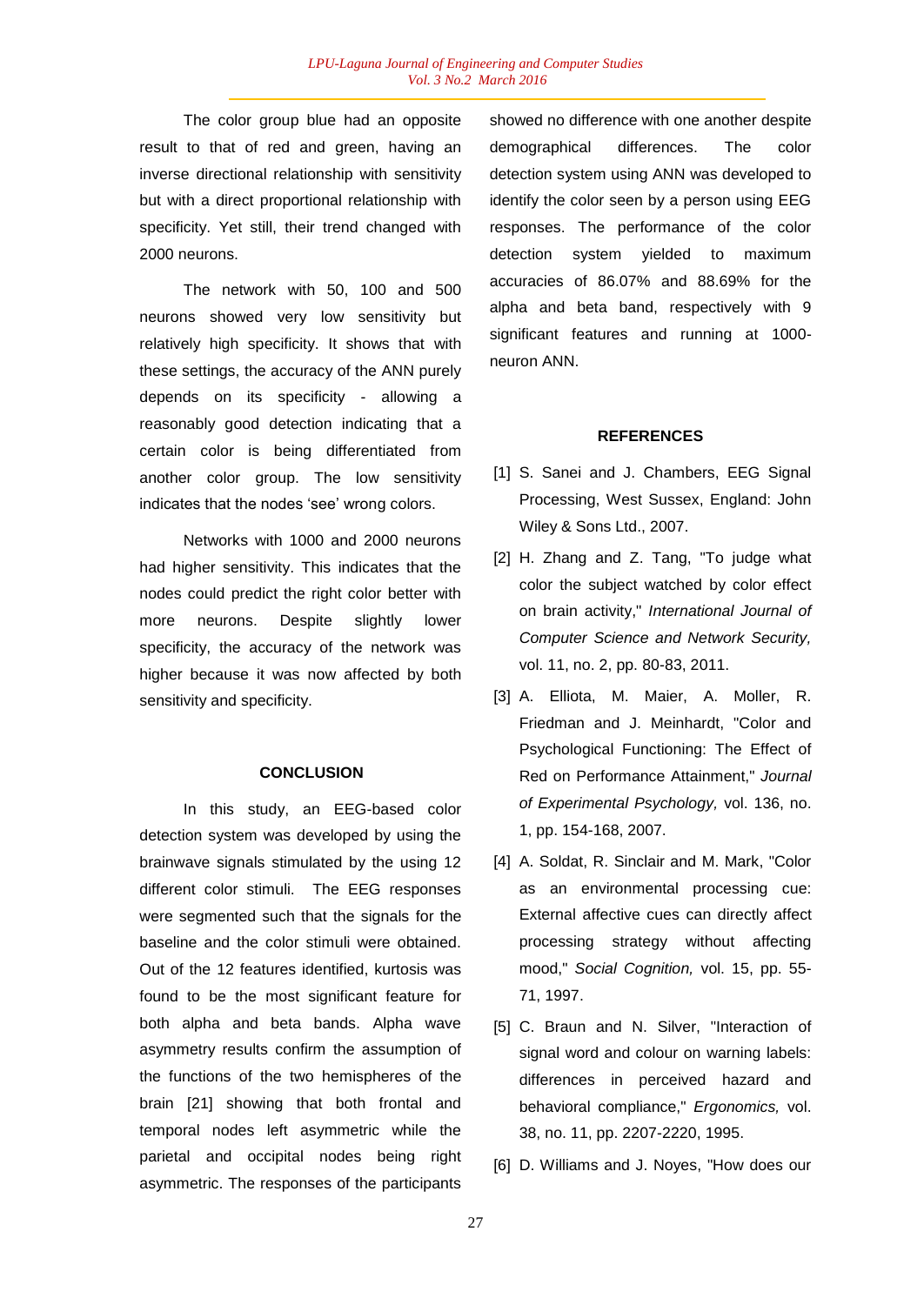The color group blue had an opposite result to that of red and green, having an inverse directional relationship with sensitivity but with a direct proportional relationship with specificity. Yet still, their trend changed with 2000 neurons.

The network with 50, 100 and 500 neurons showed very low sensitivity but relatively high specificity. It shows that with these settings, the accuracy of the ANN purely depends on its specificity - allowing a reasonably good detection indicating that a certain color is being differentiated from another color group. The low sensitivity indicates that the nodes 'see' wrong colors.

Networks with 1000 and 2000 neurons had higher sensitivity. This indicates that the nodes could predict the right color better with more neurons. Despite slightly lower specificity, the accuracy of the network was higher because it was now affected by both sensitivity and specificity.

## CONCLUSION

In this study, an EEG-based color detection system was developed by using the brainwave signals stimulated by the using 12 different color stimuli. The EEG responses were segmented such that the signals for the baseline and the color stimuli were obtained. Out of the 12 features identified, kurtosis was found to be the most significant feature for both alpha and beta bands. Alpha wave asymmetry results confirm the assumption of the functions of the two hemispheres of the brain [21] showing that both frontal and temporal nodes left asymmetric while the parietal and occipital nodes being right asymmetric. The responses of the participants showed no difference with one another despite demographical differences. The color detection system using ANN was developed to identify the color seen by a person using EEG responses. The performance of the color detection system yielded to maximum accuracies of 86.07% and 88.69% for the alpha and beta band, respectively with 9 significant features and running at 1000-neuron ANN.

## REFERENCES

[1] S. Sanei and J. Chambers, EEG Signal Processing, West Sussex, England: John Wiley & Sons Ltd., 2007.

[2] H. Zhang and Z. Tang, "To judge what color the subject watched by color effect on brain activity," *International Journal of Computer Science and Network Security,* vol. 11, no. 2, pp. 80-83, 2011.

[3] A. Elliota, M. Maier, A. Moller, R. Friedman and J. Meinhardt, "Color and Psychological Functioning: The Effect of Red on Performance Attainment," *Journal of Experimental Psychology,* vol. 136, no. 1, pp. 154-168, 2007.

[4] A. Soldat, R. Sinclair and M. Mark, "Color as an environmental processing cue: External affective cues can directly affect processing strategy without affecting mood," *Social Cognition,* vol. 15, pp. 55-71, 1997.

[5] C. Braun and N. Silver, "Interaction of signal word and colour on warning labels: differences in perceived hazard and behavioral compliance," *Ergonomics,* vol. 38, no. 11, pp. 2207-2220, 1995.

[6] D. Williams and J. Noyes, "How does our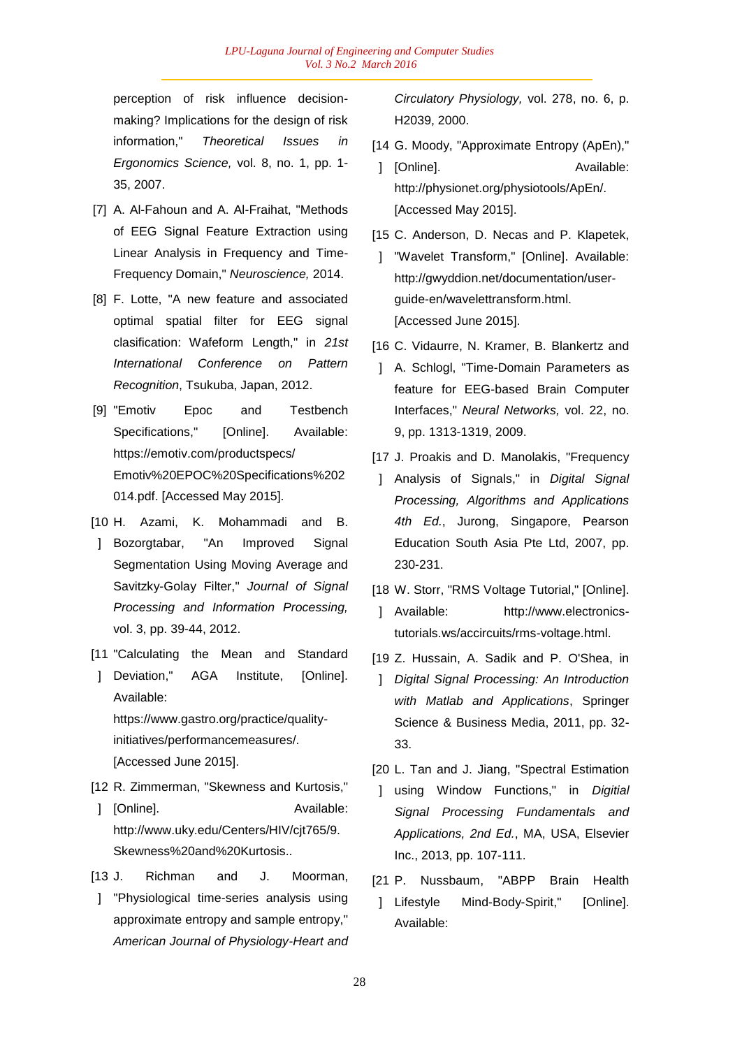perception of risk influence decision-making? Implications for the design of risk information," *Theoretical Issues in Ergonomics Science,* vol. 8, no. 1, pp. 1-35, 2007.

[7] A. Al-Fahoun and A. Al-Fraihat, "Methods of EEG Signal Feature Extraction using Linear Analysis in Frequency and Time-Frequency Domain," *Neuroscience,* 2014.

[8] F. Lotte, "A new feature and associated optimal spatial filter for EEG signal clasification: Wafeform Length," in *21st International Conference on Pattern Recognition*, Tsukuba, Japan, 2012.

[9] "Emotiv Epoc and Testbench Specifications," [Online]. Available: https://emotiv.com/productspecs/Emotiv%20EPOC%20Specifications%202014.pdf. [Accessed May 2015].

[10] H. Azami, K. Mohammadi and B. Bozorgtabar, "An Improved Signal Segmentation Using Moving Average and Savitzky-Golay Filter," *Journal of Signal Processing and Information Processing,* vol. 3, pp. 39-44, 2012.

[11] "Calculating the Mean and Standard Deviation," AGA Institute, [Online]. Available: https://www.gastro.org/practice/quality-initiatives/performancemeasures/. [Accessed June 2015].

[12] R. Zimmerman, "Skewness and Kurtosis," [Online]. Available: http://www.uky.edu/Centers/HIV/cjt765/9.Skewness%20and%20Kurtosis..

[13] J. Richman and J. Moorman, "Physiological time-series analysis using approximate entropy and sample entropy," *American Journal of Physiology-Heart and Circulatory Physiology,* vol. 278, no. 6, p. H2039, 2000.

[14] G. Moody, "Approximate Entropy (ApEn)," [Online]. Available: http://physionet.org/physiotools/ApEn/. [Accessed May 2015].

[15] C. Anderson, D. Necas and P. Klapetek, "Wavelet Transform," [Online]. Available: http://gwyddion.net/documentation/user-guide-en/wavelettransform.html. [Accessed June 2015].

[16] C. Vidaurre, N. Kramer, B. Blankertz and A. Schlogl, "Time-Domain Parameters as feature for EEG-based Brain Computer Interfaces," *Neural Networks,* vol. 22, no. 9, pp. 1313-1319, 2009.

[17] J. Proakis and D. Manolakis, "Frequency Analysis of Signals," in *Digital Signal Processing, Algorithms and Applications 4th Ed.*, Jurong, Singapore, Pearson Education South Asia Pte Ltd, 2007, pp. 230-231.

[18] W. Storr, "RMS Voltage Tutorial," [Online]. Available: http://www.electronics-tutorials.ws/accircuits/rms-voltage.html.

[19] Z. Hussain, A. Sadik and P. O'Shea, in *Digital Signal Processing: An Introduction with Matlab and Applications*, Springer Science & Business Media, 2011, pp. 32-33.

[20] L. Tan and J. Jiang, "Spectral Estimation using Window Functions," in *Digitial Signal Processing Fundamentals and Applications, 2nd Ed.*, MA, USA, Elsevier Inc., 2013, pp. 107-111.

[21] P. Nussbaum, "ABPP Brain Health Lifestyle Mind-Body-Spirit," [Online]. Available: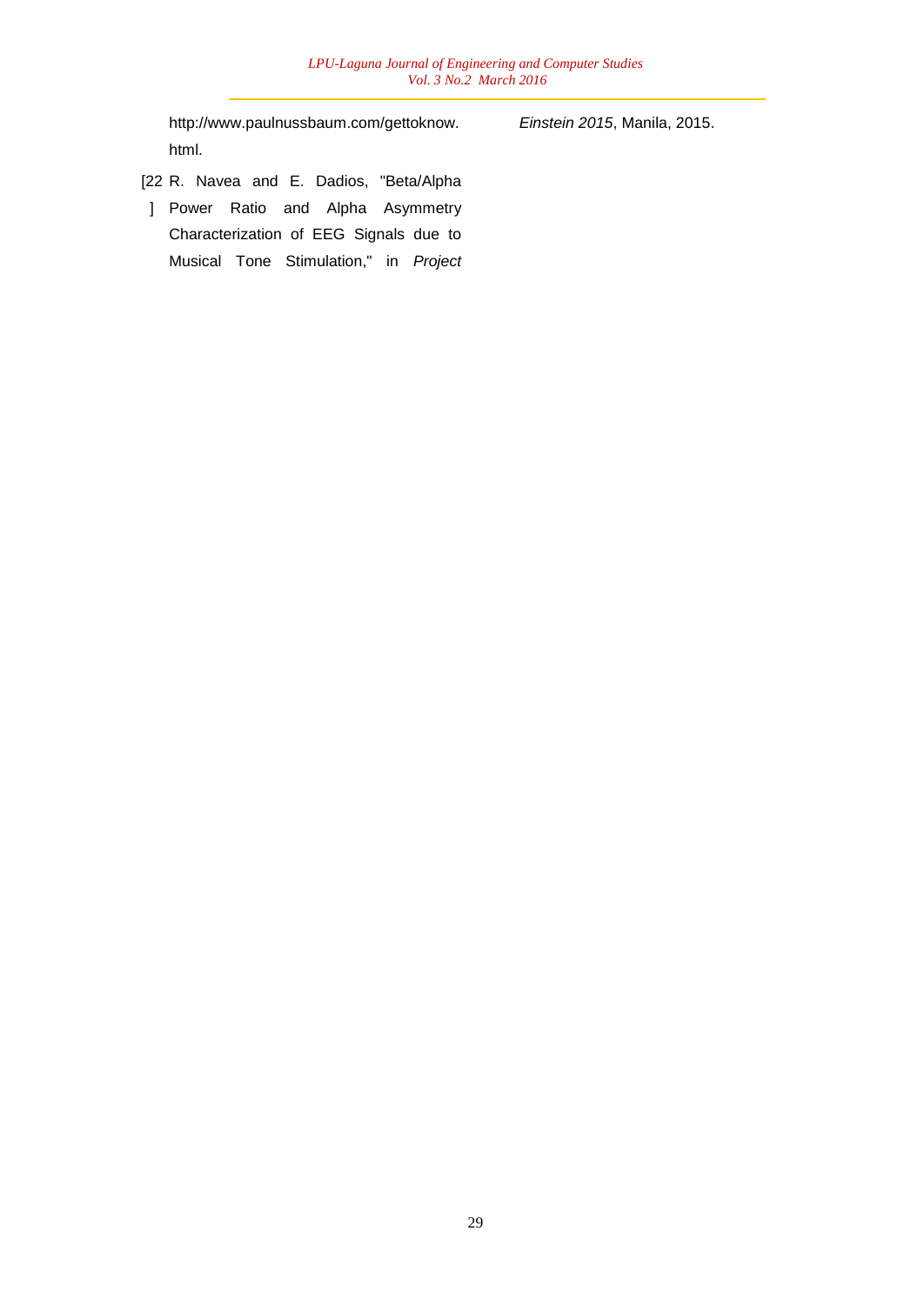http://www.paulnussbaum.com/gettoknow.html.

[22] R. Navea and E. Dadios, "Beta/Alpha Power Ratio and Alpha Asymmetry Characterization of EEG Signals due to Musical Tone Stimulation," in *Project Einstein 2015*, Manila, 2015.